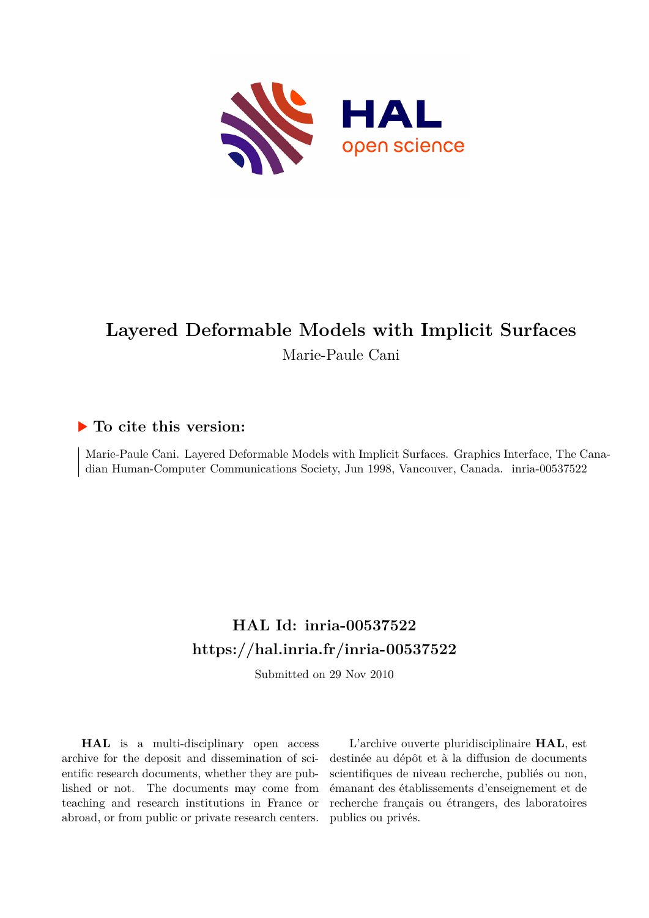# Layered Deformable Models with Implicit Surfaces

Marie-Paule Cani

## ▶ To cite this version:

Marie-Paule Cani. Layered Deformable Models with Implicit Surfaces. Graphics Interface, The Canadian Human-Computer Communications Society, Jun 1998, Vancouver, Canada. inria-00537522

## HAL Id: inria-00537522

## https://hal.inria.fr/inria-00537522

Submitted on 29 Nov 2010

**HAL** is a multi-disciplinary open access archive for the deposit and dissemination of scientific research documents, whether they are published or not. The documents may come from teaching and research institutions in France or abroad, or from public or private research centers.

L'archive ouverte pluridisciplinaire **HAL**, est destinée au dépôt et à la diffusion de documents scientifiques de niveau recherche, publiés ou non, émanant des établissements d'enseignement et de recherche français ou étrangers, des laboratoires publics ou privés.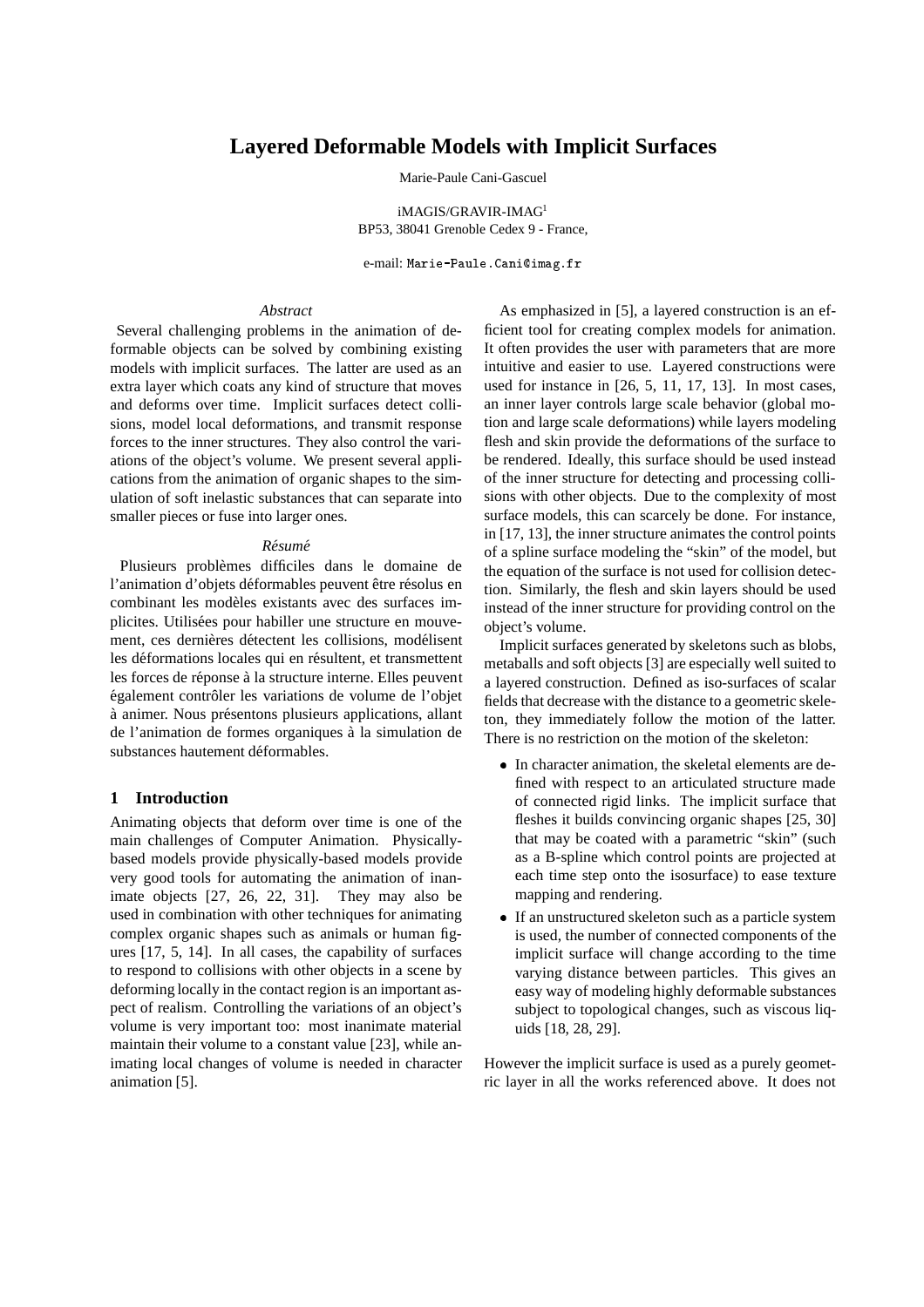# Layered Deformable Models with Implicit Surfaces

Marie-Paule Cani-Gascuel

iMAGIS/GRAVIR-IMAG[1]
BP53, 38041 Grenoble Cedex 9 - France,

e-mail: Marie-Paule.Cani@imag.fr

*Abstract*

Several challenging problems in the animation of deformable objects can be solved by combining existing models with implicit surfaces. The latter are used as an extra layer which coats any kind of structure that moves and deforms over time. Implicit surfaces detect collisions, model local deformations, and transmit response forces to the inner structures. They also control the variations of the object's volume. We present several applications from the animation of organic shapes to the simulation of soft inelastic substances that can separate into smaller pieces or fuse into larger ones.

*Résumé*

Plusieurs problèmes difficiles dans le domaine de l'animation d'objets déformables peuvent être résolus en combinant les modèles existants avec des surfaces implicites. Utilisées pour habiller une structure en mouvement, ces dernières détectent les collisions, modélisent les déformations locales qui en résultent, et transmettent les forces de réponse à la structure interne. Elles peuvent également contrôler les variations de volume de l'objet à animer. Nous présentons plusieurs applications, allant de l'animation de formes organiques à la simulation de substances hautement déformables.

## 1 Introduction

Animating objects that deform over time is one of the main challenges of Computer Animation. Physically-based models provide very good tools for automating the animation of inanimate objects [27, 26, 22, 31]. They may also be used in combination with other techniques for animating complex organic shapes such as animals or human figures [17, 5, 14]. In all cases, the capability of surfaces to respond to collisions with other objects in a scene by deforming locally in the contact region is an important aspect of realism. Controlling the variations of an object's volume is very important too: most inanimate material maintain their volume to a constant value [23], while animating local changes of volume is needed in character animation [5].

As emphasized in [5], a layered construction is an efficient tool for creating complex models for animation. It often provides the user with parameters that are more intuitive and easier to use. Layered constructions were used for instance in [26, 5, 11, 17, 13]. In most cases, an inner layer controls large scale behavior (global motion and large scale deformations) while layers modeling flesh and skin provide the deformations of the surface to be rendered. Ideally, this surface should be used instead of the inner structure for detecting and processing collisions with other objects. Due to the complexity of most surface models, this can scarcely be done. For instance, in [17, 13], the inner structure animates the control points of a spline surface modeling the "skin" of the model, but the equation of the surface is not used for collision detection. Similarly, the flesh and skin layers should be used instead of the inner structure for providing control on the object's volume.

Implicit surfaces generated by skeletons such as blobs, metaballs and soft objects [3] are especially well suited to a layered construction. Defined as iso-surfaces of scalar fields that decrease with the distance to a geometric skeleton, they immediately follow the motion of the latter. There is no restriction on the motion of the skeleton:

- In character animation, the skeletal elements are defined with respect to an articulated structure made of connected rigid links. The implicit surface that fleshes it builds convincing organic shapes [25, 30] that may be coated with a parametric "skin" (such as a B-spline which control points are projected at each time step onto the isosurface) to ease texture mapping and rendering.
- If an unstructured skeleton such as a particle system is used, the number of connected components of the implicit surface will change according to the time varying distance between particles. This gives an easy way of modeling highly deformable substances subject to topological changes, such as viscous liquids [18, 28, 29].

However the implicit surface is used as a purely geometric layer in all the works referenced above. It does not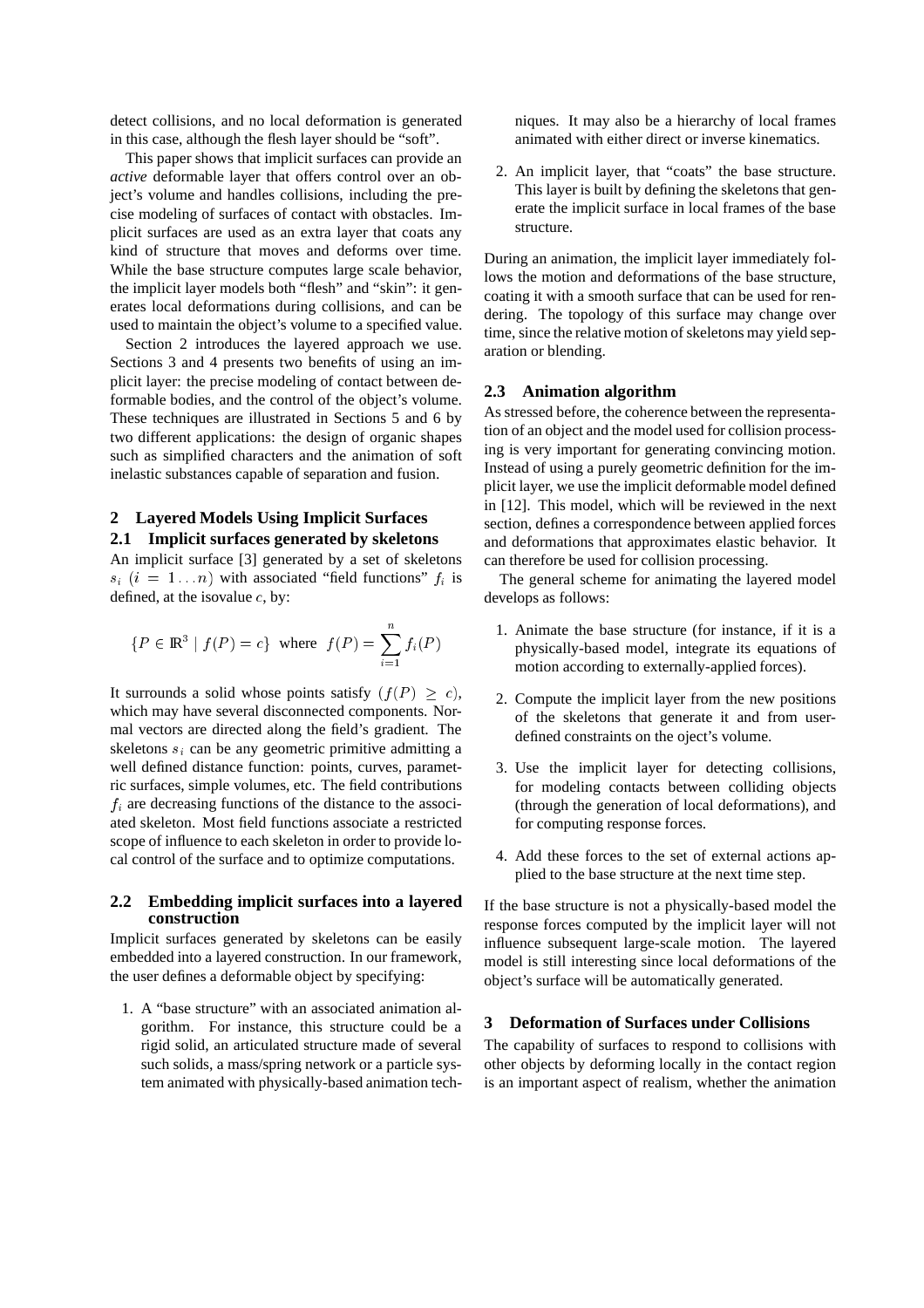detect collisions, and no local deformation is generated in this case, although the flesh layer should be "soft".

This paper shows that implicit surfaces can provide an *active* deformable layer that offers control over an object's volume and handles collisions, including the precise modeling of surfaces of contact with obstacles. Implicit surfaces are used as an extra layer that coats any kind of structure that moves and deforms over time. While the base structure computes large scale behavior, the implicit layer models both "flesh" and "skin": it generates local deformations during collisions, and can be used to maintain the object's volume to a specified value.

Section 2 introduces the layered approach we use. Sections 3 and 4 presents two benefits of using an implicit layer: the precise modeling of contact between deformable bodies, and the control of the object's volume. These techniques are illustrated in Sections 5 and 6 by two different applications: the design of organic shapes such as simplified characters and the animation of soft inelastic substances capable of separation and fusion.

## 2 Layered Models Using Implicit Surfaces

### 2.1 Implicit surfaces generated by skeletons

An implicit surface [3] generated by a set of skeletons $s_i$ $(i = 1 \ldots n)$ with associated "field functions" $f_i$ is defined, at the isovalue $c$, by:

$$\{P \in \mathbb{R}^3 \mid f(P) = c\} \text{ where } f(P) = \sum_{i=1}^{n} f_i(P)$$

It surrounds a solid whose points satisfy $(f(P) \geq c)$, which may have several disconnected components. Normal vectors are directed along the field's gradient. The skeletons $s_i$ can be any geometric primitive admitting a well defined distance function: points, curves, parametric surfaces, simple volumes, etc. The field contributions $f_i$ are decreasing functions of the distance to the associated skeleton. Most field functions associate a restricted scope of influence to each skeleton in order to provide local control of the surface and to optimize computations.

### 2.2 Embedding implicit surfaces into a layered construction

Implicit surfaces generated by skeletons can be easily embedded into a layered construction. In our framework, the user defines a deformable object by specifying:

1. A "base structure" with an associated animation algorithm. For instance, this structure could be a rigid solid, an articulated structure made of several such solids, a mass/spring network or a particle system animated with physically-based animation techniques. It may also be a hierarchy of local frames animated with either direct or inverse kinematics.
2. An implicit layer, that "coats" the base structure. This layer is built by defining the skeletons that generate the implicit surface in local frames of the base structure.

During an animation, the implicit layer immediately follows the motion and deformations of the base structure, coating it with a smooth surface that can be used for rendering. The topology of this surface may change over time, since the relative motion of skeletons may yield separation or blending.

### 2.3 Animation algorithm

As stressed before, the coherence between the representation of an object and the model used for collision processing is very important for generating convincing motion. Instead of using a purely geometric definition for the implicit layer, we use the implicit deformable model defined in [12]. This model, which will be reviewed in the next section, defines a correspondence between applied forces and deformations that approximates elastic behavior. It can therefore be used for collision processing.

The general scheme for animating the layered model develops as follows:

1. Animate the base structure (for instance, if it is a physically-based model, integrate its equations of motion according to externally-applied forces).
2. Compute the implicit layer from the new positions of the skeletons that generate it and from user-defined constraints on the oject's volume.
3. Use the implicit layer for detecting collisions, for modeling contacts between colliding objects (through the generation of local deformations), and for computing response forces.
4. Add these forces to the set of external actions applied to the base structure at the next time step.

If the base structure is not a physically-based model the response forces computed by the implicit layer will not influence subsequent large-scale motion. The layered model is still interesting since local deformations of the object's surface will be automatically generated.

## 3 Deformation of Surfaces under Collisions

The capability of surfaces to respond to collisions with other objects by deforming locally in the contact region is an important aspect of realism, whether the animation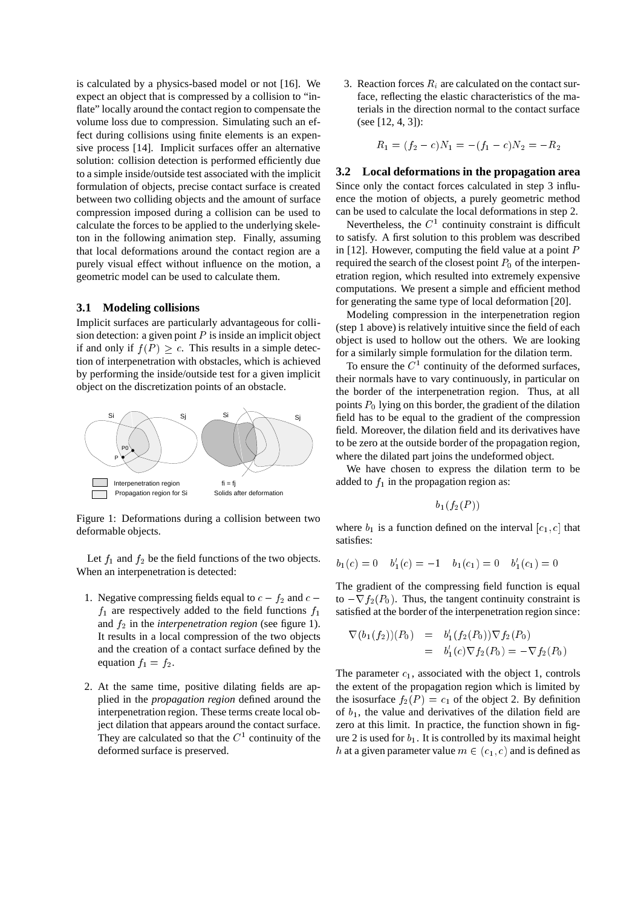is calculated by a physics-based model or not [16]. We expect an object that is compressed by a collision to "inflate" locally around the contact region to compensate the volume loss due to compression. Simulating such an effect during collisions using finite elements is an expensive process [14]. Implicit surfaces offer an alternative solution: collision detection is performed efficiently due to a simple inside/outside test associated with the implicit formulation of objects, precise contact surface is created between two colliding objects and the amount of surface compression imposed during a collision can be used to calculate the forces to be applied to the underlying skeleton in the following animation step. Finally, assuming that local deformations around the contact region are a purely visual effect without influence on the motion, a geometric model can be used to calculate them.

### 3.1 Modeling collisions

Implicit surfaces are particularly advantageous for collision detection: a given point $P$ is inside an implicit object if and only if $f(P) \geq c$. This results in a simple detection of interpenetration with obstacles, which is achieved by performing the inside/outside test for a given implicit object on the discretization points of an obstacle.

Figure 1: Deformations during a collision between two deformable objects.

Let $f_1$ and $f_2$ be the field functions of the two objects. When an interpenetration is detected:

1. Negative compressing fields equal to $c - f_2$ and $c - f_1$ are respectively added to the field functions $f_1$ and $f_2$ in the *interpenetration region* (see figure 1). It results in a local compression of the two objects and the creation of a contact surface defined by the equation $f_1 = f_2$.
2. At the same time, positive dilating fields are applied in the *propagation region* defined around the interpenetration region. These terms create local object dilation that appears around the contact surface. They are calculated so that the $C^1$ continuity of the deformed surface is preserved.
3. Reaction forces $R_i$ are calculated on the contact surface, reflecting the elastic characteristics of the materials in the direction normal to the contact surface (see [12, 4, 3]):

$$R_1 = (f_2 - c)N_1 = -(f_1 - c)N_2 = -R_2$$

### 3.2 Local deformations in the propagation area

Since only the contact forces calculated in step 3 influence the motion of objects, a purely geometric method can be used to calculate the local deformations in step 2.

Nevertheless, the $C^1$ continuity constraint is difficult to satisfy. A first solution to this problem was described in [12]. However, computing the field value at a point $P$ required the search of the closest point $P_0$ of the interpenetration region, which resulted into extremely expensive computations. We present a simple and efficient method for generating the same type of local deformation [20].

Modeling compression in the interpenetration region (step 1 above) is relatively intuitive since the field of each object is used to hollow out the others. We are looking for a similarly simple formulation for the dilation term.

To ensure the $C^1$ continuity of the deformed surfaces, their normals have to vary continuously, in particular on the border of the interpenetration region. Thus, at all points $P_0$ lying on this border, the gradient of the dilation field has to be equal to the gradient of the compression field. Moreover, the dilation field and its derivatives have to be zero at the outside border of the propagation region, where the dilated part joins the undeformed object.

We have chosen to express the dilation term to be added to $f_1$ in the propagation region as:

$$b_1(f_2(P))$$

where $b_1$ is a function defined on the interval $[c_1, c]$ that satisfies:

$$b_1(c) = 0 \quad b_1'(c) = -1 \quad b_1(c_1) = 0 \quad b_1'(c_1) = 0$$

The gradient of the compressing field function is equal to $-\nabla f_2(P_0)$. Thus, the tangent continuity constraint is satisfied at the border of the interpenetration region since:

$$\begin{aligned} \nabla(b_1(f_2))(P_0) &= b_1'(f_2(P_0))\nabla f_2(P_0) \\ &= b_1'(c)\nabla f_2(P_0) = -\nabla f_2(P_0) \end{aligned}$$

The parameter $c_1$, associated with the object 1, controls the extent of the propagation region which is limited by the isosurface $f_2(P) = c_1$ of the object 2. By definition of $b_1$, the value and derivatives of the dilation field are zero at this limit. In practice, the function shown in figure 2 is used for $b_1$. It is controlled by its maximal height $h$ at a given parameter value $m \in (c_1, c)$ and is defined as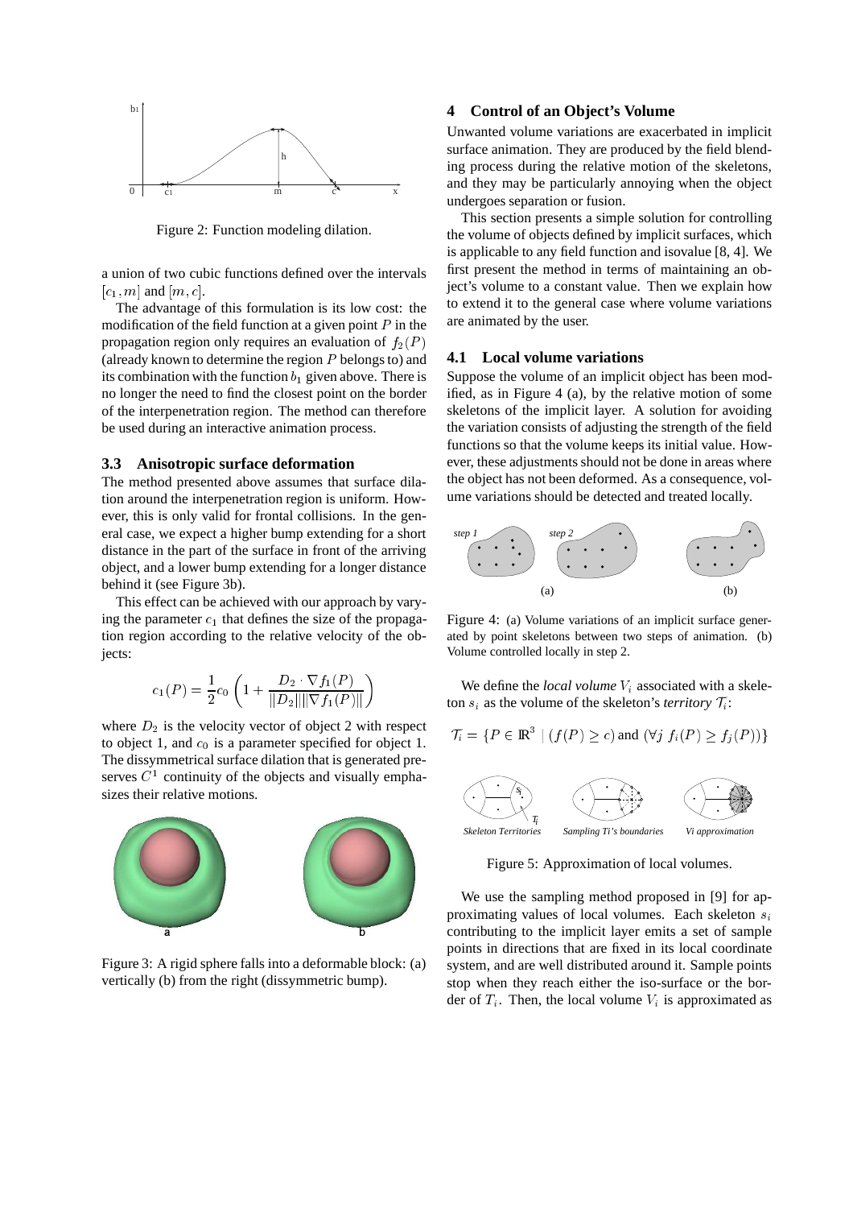Figure 2: Function modeling dilation.

a union of two cubic functions defined over the intervals $[c_1, m]$ and $[m, c]$.

The advantage of this formulation is its low cost: the modification of the field function at a given point $P$ in the propagation region only requires an evaluation of $f_2(P)$ (already known to determine the region $P$ belongs to) and its combination with the function $b_1$ given above. There is no longer the need to find the closest point on the border of the interpenetration region. The method can therefore be used during an interactive animation process.

### 3.3 Anisotropic surface deformation

The method presented above assumes that surface dilation around the interpenetration region is uniform. However, this is only valid for frontal collisions. In the general case, we expect a higher bump extending for a short distance in the part of the surface in front of the arriving object, and a lower bump extending for a longer distance behind it (see Figure 3b).

This effect can be achieved with our approach by varying the parameter $c_1$ that defines the size of the propagation region according to the relative velocity of the objects:

$$c_1(P) = \frac{1}{2}c_0 \left(1 + \frac{D_2 \cdot \nabla f_1(P)}{\|D_2\| \|\nabla f_1(P)\|}\right)$$

where $D_2$ is the velocity vector of object 2 with respect to object 1, and $c_0$ is a parameter specified for object 1. The dissymmetrical surface dilation that is generated preserves $C^1$ continuity of the objects and visually emphasizes their relative motions.

Figure 3: A rigid sphere falls into a deformable block: (a) vertically (b) from the right (dissymmetric bump).

## 4 Control of an Object's Volume

Unwanted volume variations are exacerbated in implicit surface animation. They are produced by the field blending process during the relative motion of the skeletons, and they may be particularly annoying when the object undergoes separation or fusion.

This section presents a simple solution for controlling the volume of objects defined by implicit surfaces, which is applicable to any field function and isovalue [8, 4]. We first present the method in terms of maintaining an object's volume to a constant value. Then we explain how to extend it to the general case where volume variations are animated by the user.

### 4.1 Local volume variations

Suppose the volume of an implicit object has been modified, as in Figure 4 (a), by the relative motion of some skeletons of the implicit layer. A solution for avoiding the variation consists of adjusting the strength of the field functions so that the volume keeps its initial value. However, these adjustments should not be done in areas where the object has not been deformed. As a consequence, volume variations should be detected and treated locally.

Figure 4: (a) Volume variations of an implicit surface generated by point skeletons between two steps of animation. (b) Volume controlled locally in step 2.

We define the *local volume* $V_i$ associated with a skeleton $s_i$ as the volume of the skeleton's *territory* $\mathcal{T}_i$:

$$\mathcal{T}_i = \{P \in \mathbb{R}^3 \mid (f(P) \geq c) \text{ and } (\forall j \ f_i(P) \geq f_j(P))\}$$

Figure 5: Approximation of local volumes.

We use the sampling method proposed in [9] for approximating values of local volumes. Each skeleton $s_i$ contributing to the implicit layer emits a set of sample points in directions that are fixed in its local coordinate system, and are well distributed around it. Sample points stop when they reach either the iso-surface or the border of $T_i$. Then, the local volume $V_i$ is approximated as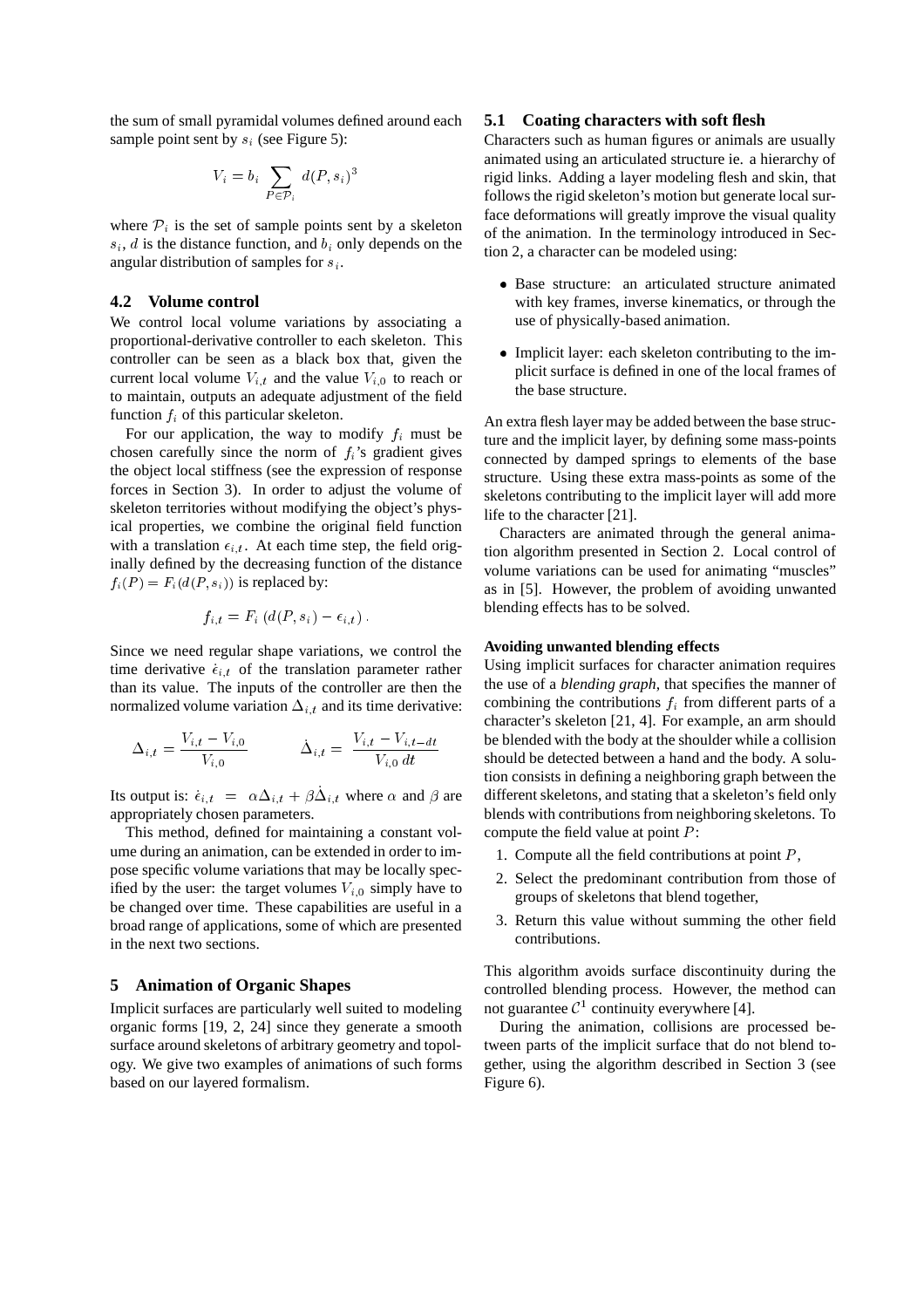the sum of small pyramidal volumes defined around each sample point sent by $s_i$ (see Figure 5):

$$V_i = b_i \sum_{P \in \mathcal{P}_i} d(P, s_i)^3$$

where $\mathcal{P}_i$ is the set of sample points sent by a skeleton $s_i$, $d$ is the distance function, and $b_i$ only depends on the angular distribution of samples for $s_i$.

### 4.2 Volume control

We control local volume variations by associating a proportional-derivative controller to each skeleton. This controller can be seen as a black box that, given the current local volume $V_{i,t}$ and the value $V_{i,0}$ to reach or to maintain, outputs an adequate adjustment of the field function $f_i$ of this particular skeleton.

For our application, the way to modify $f_i$ must be chosen carefully since the norm of $f_i$'s gradient gives the object local stiffness (see the expression of response forces in Section 3). In order to adjust the volume of skeleton territories without modifying the object's physical properties, we combine the original field function with a translation $\epsilon_{i,t}$. At each time step, the field originally defined by the decreasing function of the distance $f_i(P) = F_i(d(P, s_i))$ is replaced by:

$$f_{i,t} = F_i\left(d(P, s_i) - \epsilon_{i,t}\right).$$

Since we need regular shape variations, we control the time derivative $\dot{\epsilon}_{i,t}$ of the translation parameter rather than its value. The inputs of the controller are then the normalized volume variation $\Delta_{i,t}$ and its time derivative:

$$\Delta_{i,t} = \frac{V_{i,t} - V_{i,0}}{V_{i,0}} \qquad \dot{\Delta}_{i,t} = \frac{V_{i,t} - V_{i,t-dt}}{V_{i,0}\, dt}$$

Its output is: $\dot{\epsilon}_{i,t} = \alpha \Delta_{i,t} + \beta \dot{\Delta}_{i,t}$ where $\alpha$ and $\beta$ are appropriately chosen parameters.

This method, defined for maintaining a constant volume during an animation, can be extended in order to impose specific volume variations that may be locally specified by the user: the target volumes $V_{i,0}$ simply have to be changed over time. These capabilities are useful in a broad range of applications, some of which are presented in the next two sections.

## 5 Animation of Organic Shapes

Implicit surfaces are particularly well suited to modeling organic forms [19, 2, 24] since they generate a smooth surface around skeletons of arbitrary geometry and topology. We give two examples of animations of such forms based on our layered formalism.

### 5.1 Coating characters with soft flesh

Characters such as human figures or animals are usually animated using an articulated structure ie. a hierarchy of rigid links. Adding a layer modeling flesh and skin, that follows the rigid skeleton's motion but generate local surface deformations will greatly improve the visual quality of the animation. In the terminology introduced in Section 2, a character can be modeled using:

- Base structure: an articulated structure animated with key frames, inverse kinematics, or through the use of physically-based animation.
- Implicit layer: each skeleton contributing to the implicit surface is defined in one of the local frames of the base structure.

An extra flesh layer may be added between the base structure and the implicit layer, by defining some mass-points connected by damped springs to elements of the base structure. Using these extra mass-points as some of the skeletons contributing to the implicit layer will add more life to the character [21].

Characters are animated through the general animation algorithm presented in Section 2. Local control of volume variations can be used for animating "muscles" as in [5]. However, the problem of avoiding unwanted blending effects has to be solved.

#### Avoiding unwanted blending effects

Using implicit surfaces for character animation requires the use of a *blending graph*, that specifies the manner of combining the contributions $f_i$ from different parts of a character's skeleton [21, 4]. For example, an arm should be blended with the body at the shoulder while a collision should be detected between a hand and the body. A solution consists in defining a neighboring graph between the different skeletons, and stating that a skeleton's field only blends with contributions from neighboring skeletons. To compute the field value at point $P$:

1. Compute all the field contributions at point $P$,
2. Select the predominant contribution from those of groups of skeletons that blend together,
3. Return this value without summing the other field contributions.

This algorithm avoids surface discontinuity during the controlled blending process. However, the method can not guarantee $\mathcal{C}^1$ continuity everywhere [4].

During the animation, collisions are processed between parts of the implicit surface that do not blend together, using the algorithm described in Section 3 (see Figure 6).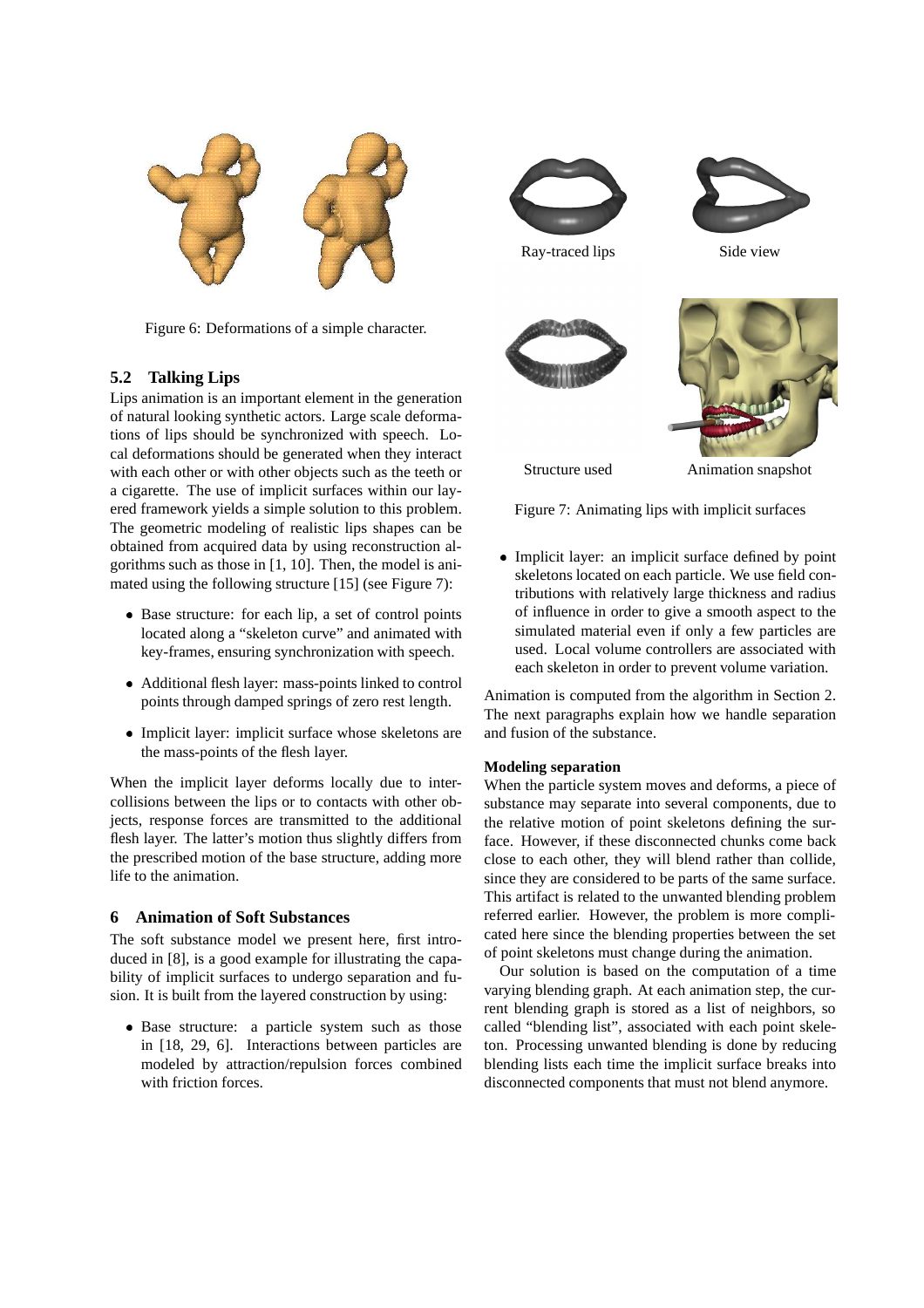Figure 6: Deformations of a simple character.

### 5.2 Talking Lips

Lips animation is an important element in the generation of natural looking synthetic actors. Large scale deformations of lips should be synchronized with speech. Local deformations should be generated when they interact with each other or with other objects such as the teeth or a cigarette. The use of implicit surfaces within our layered framework yields a simple solution to this problem. The geometric modeling of realistic lips shapes can be obtained from acquired data by using reconstruction algorithms such as those in [1, 10]. Then, the model is animated using the following structure [15] (see Figure 7):

- Base structure: for each lip, a set of control points located along a "skeleton curve" and animated with key-frames, ensuring synchronization with speech.
- Additional flesh layer: mass-points linked to control points through damped springs of zero rest length.
- Implicit layer: implicit surface whose skeletons are the mass-points of the flesh layer.

When the implicit layer deforms locally due to inter-collisions between the lips or to contacts with other objects, response forces are transmitted to the additional flesh layer. The latter's motion thus slightly differs from the prescribed motion of the base structure, adding more life to the animation.

## 6 Animation of Soft Substances

The soft substance model we present here, first introduced in [8], is a good example for illustrating the capability of implicit surfaces to undergo separation and fusion. It is built from the layered construction by using:

- Base structure: a particle system such as those in [18, 29, 6]. Interactions between particles are modeled by attraction/repulsion forces combined with friction forces.

Ray-traced lips　　Side view

Structure used　　Animation snapshot

Figure 7: Animating lips with implicit surfaces

- Implicit layer: an implicit surface defined by point skeletons located on each particle. We use field contributions with relatively large thickness and radius of influence in order to give a smooth aspect to the simulated material even if only a few particles are used. Local volume controllers are associated with each skeleton in order to prevent volume variation.

Animation is computed from the algorithm in Section 2. The next paragraphs explain how we handle separation and fusion of the substance.

**Modeling separation**

When the particle system moves and deforms, a piece of substance may separate into several components, due to the relative motion of point skeletons defining the surface. However, if these disconnected chunks come back close to each other, they will blend rather than collide, since they are considered to be parts of the same surface. This artifact is related to the unwanted blending problem referred earlier. However, the problem is more complicated here since the blending properties between the set of point skeletons must change during the animation.

Our solution is based on the computation of a time varying blending graph. At each animation step, the current blending graph is stored as a list of neighbors, so called "blending list", associated with each point skeleton. Processing unwanted blending is done by reducing blending lists each time the implicit surface breaks into disconnected components that must not blend anymore.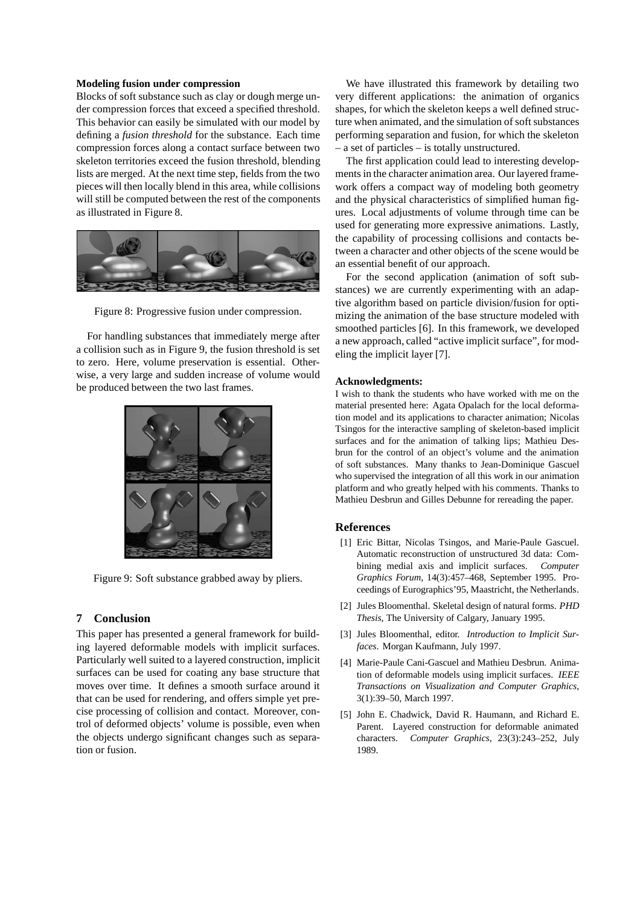**Modeling fusion under compression**

Blocks of soft substance such as clay or dough merge under compression forces that exceed a specified threshold. This behavior can easily be simulated with our model by defining a *fusion threshold* for the substance. Each time compression forces along a contact surface between two skeleton territories exceed the fusion threshold, blending lists are merged. At the next time step, fields from the two pieces will then locally blend in this area, while collisions will still be computed between the rest of the components as illustrated in Figure 8.

Figure 8: Progressive fusion under compression.

For handling substances that immediately merge after a collision such as in Figure 9, the fusion threshold is set to zero. Here, volume preservation is essential. Otherwise, a very large and sudden increase of volume would be produced between the two last frames.

Figure 9: Soft substance grabbed away by pliers.

## 7 Conclusion

This paper has presented a general framework for building layered deformable models with implicit surfaces. Particularly well suited to a layered construction, implicit surfaces can be used for coating any base structure that moves over time. It defines a smooth surface around it that can be used for rendering, and offers simple yet precise processing of collision and contact. Moreover, control of deformed objects' volume is possible, even when the objects undergo significant changes such as separation or fusion.

We have illustrated this framework by detailing two very different applications: the animation of organics shapes, for which the skeleton keeps a well defined structure when animated, and the simulation of soft substances performing separation and fusion, for which the skeleton – a set of particles – is totally unstructured.

The first application could lead to interesting developments in the character animation area. Our layered framework offers a compact way of modeling both geometry and the physical characteristics of simplified human figures. Local adjustments of volume through time can be used for generating more expressive animations. Lastly, the capability of processing collisions and contacts between a character and other objects of the scene would be an essential benefit of our approach.

For the second application (animation of soft substances) we are currently experimenting with an adaptive algorithm based on particle division/fusion for optimizing the animation of the base structure modeled with smoothed particles [6]. In this framework, we developed a new approach, called "active implicit surface", for modeling the implicit layer [7].

**Acknowledgments:**

I wish to thank the students who have worked with me on the material presented here: Agata Opalach for the local deformation model and its applications to character animation; Nicolas Tsingos for the interactive sampling of skeleton-based implicit surfaces and for the animation of talking lips; Mathieu Desbrun for the control of an object's volume and the animation of soft substances. Many thanks to Jean-Dominique Gascuel who supervised the integration of all this work in our animation platform and who greatly helped with his comments. Thanks to Mathieu Desbrun and Gilles Debunne for rereading the paper.

## References

[1] Eric Bittar, Nicolas Tsingos, and Marie-Paule Gascuel. Automatic reconstruction of unstructured 3d data: Combining medial axis and implicit surfaces. *Computer Graphics Forum*, 14(3):457–468, September 1995. Proceedings of Eurographics'95, Maastricht, the Netherlands.

[2] Jules Bloomenthal. Skeletal design of natural forms. *PHD Thesis*, The University of Calgary, January 1995.

[3] Jules Bloomenthal, editor. *Introduction to Implicit Surfaces*. Morgan Kaufmann, July 1997.

[4] Marie-Paule Cani-Gascuel and Mathieu Desbrun. Animation of deformable models using implicit surfaces. *IEEE Transactions on Visualization and Computer Graphics*, 3(1):39–50, March 1997.

[5] John E. Chadwick, David R. Haumann, and Richard E. Parent. Layered construction for deformable animated characters. *Computer Graphics*, 23(3):243–252, July 1989.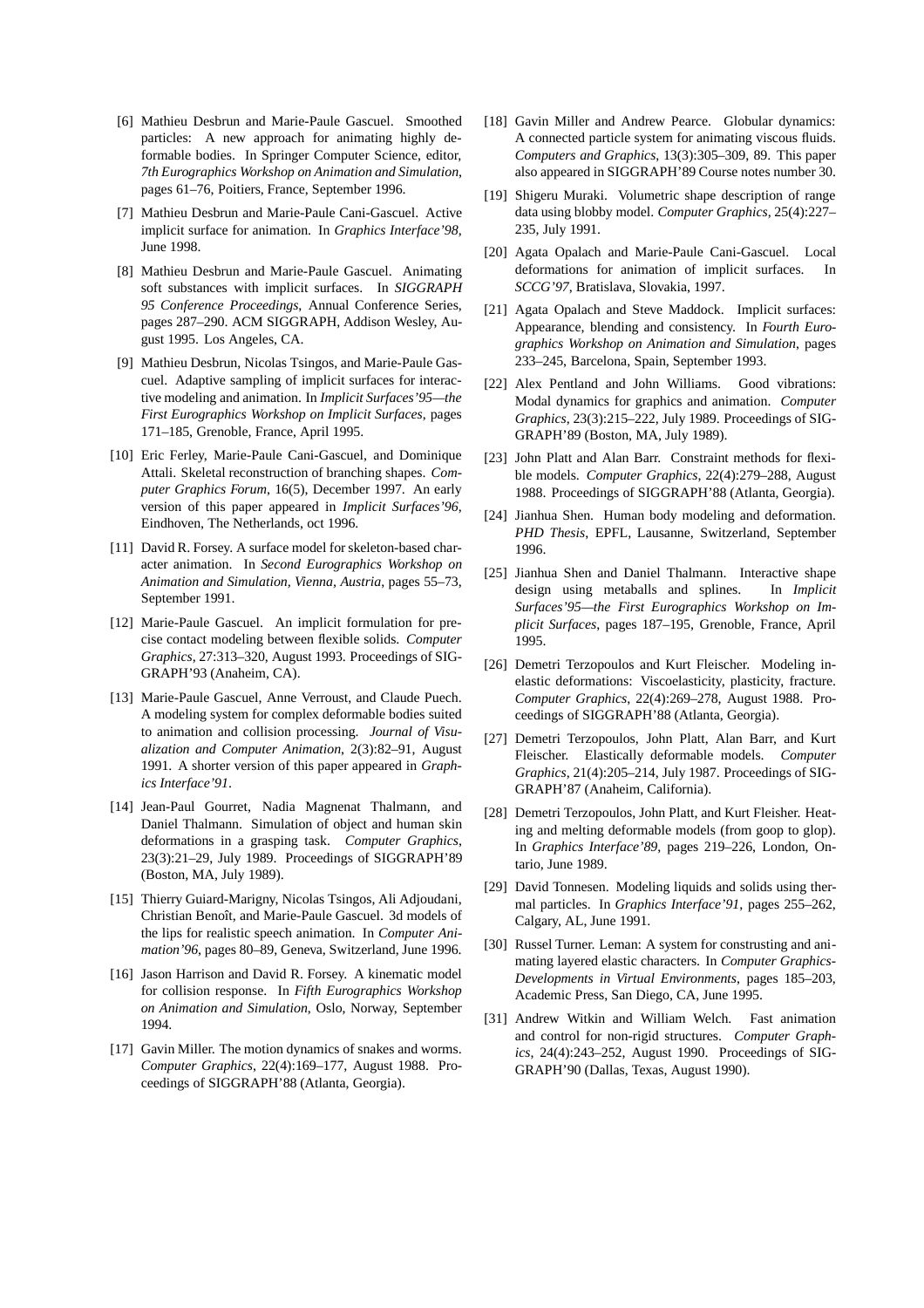[6] Mathieu Desbrun and Marie-Paule Gascuel. Smoothed particles: A new approach for animating highly deformable bodies. In Springer Computer Science, editor, *7th Eurographics Workshop on Animation and Simulation*, pages 61–76, Poitiers, France, September 1996.

[7] Mathieu Desbrun and Marie-Paule Cani-Gascuel. Active implicit surface for animation. In *Graphics Interface'98*, June 1998.

[8] Mathieu Desbrun and Marie-Paule Gascuel. Animating soft substances with implicit surfaces. In *SIGGRAPH 95 Conference Proceedings*, Annual Conference Series, pages 287–290. ACM SIGGRAPH, Addison Wesley, August 1995. Los Angeles, CA.

[9] Mathieu Desbrun, Nicolas Tsingos, and Marie-Paule Gascuel. Adaptive sampling of implicit surfaces for interactive modeling and animation. In *Implicit Surfaces'95—the First Eurographics Workshop on Implicit Surfaces*, pages 171–185, Grenoble, France, April 1995.

[10] Eric Ferley, Marie-Paule Cani-Gascuel, and Dominique Attali. Skeletal reconstruction of branching shapes. *Computer Graphics Forum*, 16(5), December 1997. An early version of this paper appeared in *Implicit Surfaces'96*, Eindhoven, The Netherlands, oct 1996.

[11] David R. Forsey. A surface model for skeleton-based character animation. In *Second Eurographics Workshop on Animation and Simulation, Vienna, Austria*, pages 55–73, September 1991.

[12] Marie-Paule Gascuel. An implicit formulation for precise contact modeling between flexible solids. *Computer Graphics*, 27:313–320, August 1993. Proceedings of SIGGRAPH'93 (Anaheim, CA).

[13] Marie-Paule Gascuel, Anne Verroust, and Claude Puech. A modeling system for complex deformable bodies suited to animation and collision processing. *Journal of Visualization and Computer Animation*, 2(3):82–91, August 1991. A shorter version of this paper appeared in *Graphics Interface'91*.

[14] Jean-Paul Gourret, Nadia Magnenat Thalmann, and Daniel Thalmann. Simulation of object and human skin deformations in a grasping task. *Computer Graphics*, 23(3):21–29, July 1989. Proceedings of SIGGRAPH'89 (Boston, MA, July 1989).

[15] Thierry Guiard-Marigny, Nicolas Tsingos, Ali Adjoudani, Christian Benoît, and Marie-Paule Gascuel. 3d models of the lips for realistic speech animation. In *Computer Animation'96*, pages 80–89, Geneva, Switzerland, June 1996.

[16] Jason Harrison and David R. Forsey. A kinematic model for collision response. In *Fifth Eurographics Workshop on Animation and Simulation*, Oslo, Norway, September 1994.

[17] Gavin Miller. The motion dynamics of snakes and worms. *Computer Graphics*, 22(4):169–177, August 1988. Proceedings of SIGGRAPH'88 (Atlanta, Georgia).

[18] Gavin Miller and Andrew Pearce. Globular dynamics: A connected particle system for animating viscous fluids. *Computers and Graphics*, 13(3):305–309, 89. This paper also appeared in SIGGRAPH'89 Course notes number 30.

[19] Shigeru Muraki. Volumetric shape description of range data using blobby model. *Computer Graphics*, 25(4):227–235, July 1991.

[20] Agata Opalach and Marie-Paule Cani-Gascuel. Local deformations for animation of implicit surfaces. In *SCCG'97*, Bratislava, Slovakia, 1997.

[21] Agata Opalach and Steve Maddock. Implicit surfaces: Appearance, blending and consistency. In *Fourth Eurographics Workshop on Animation and Simulation*, pages 233–245, Barcelona, Spain, September 1993.

[22] Alex Pentland and John Williams. Good vibrations: Modal dynamics for graphics and animation. *Computer Graphics*, 23(3):215–222, July 1989. Proceedings of SIGGRAPH'89 (Boston, MA, July 1989).

[23] John Platt and Alan Barr. Constraint methods for flexible models. *Computer Graphics*, 22(4):279–288, August 1988. Proceedings of SIGGRAPH'88 (Atlanta, Georgia).

[24] Jianhua Shen. Human body modeling and deformation. *PHD Thesis*, EPFL, Lausanne, Switzerland, September 1996.

[25] Jianhua Shen and Daniel Thalmann. Interactive shape design using metaballs and splines. In *Implicit Surfaces'95—the First Eurographics Workshop on Implicit Surfaces*, pages 187–195, Grenoble, France, April 1995.

[26] Demetri Terzopoulos and Kurt Fleischer. Modeling inelastic deformations: Viscoelasticity, plasticity, fracture. *Computer Graphics*, 22(4):269–278, August 1988. Proceedings of SIGGRAPH'88 (Atlanta, Georgia).

[27] Demetri Terzopoulos, John Platt, Alan Barr, and Kurt Fleischer. Elastically deformable models. *Computer Graphics*, 21(4):205–214, July 1987. Proceedings of SIGGRAPH'87 (Anaheim, California).

[28] Demetri Terzopoulos, John Platt, and Kurt Fleisher. Heating and melting deformable models (from goop to glop). In *Graphics Interface'89*, pages 219–226, London, Ontario, June 1989.

[29] David Tonnesen. Modeling liquids and solids using thermal particles. In *Graphics Interface'91*, pages 255–262, Calgary, AL, June 1991.

[30] Russel Turner. Leman: A system for construsting and animating layered elastic characters. In *Computer Graphics-Developments in Virtual Environments*, pages 185–203, Academic Press, San Diego, CA, June 1995.

[31] Andrew Witkin and William Welch. Fast animation and control for non-rigid structures. *Computer Graphics*, 24(4):243–252, August 1990. Proceedings of SIGGRAPH'90 (Dallas, Texas, August 1990).